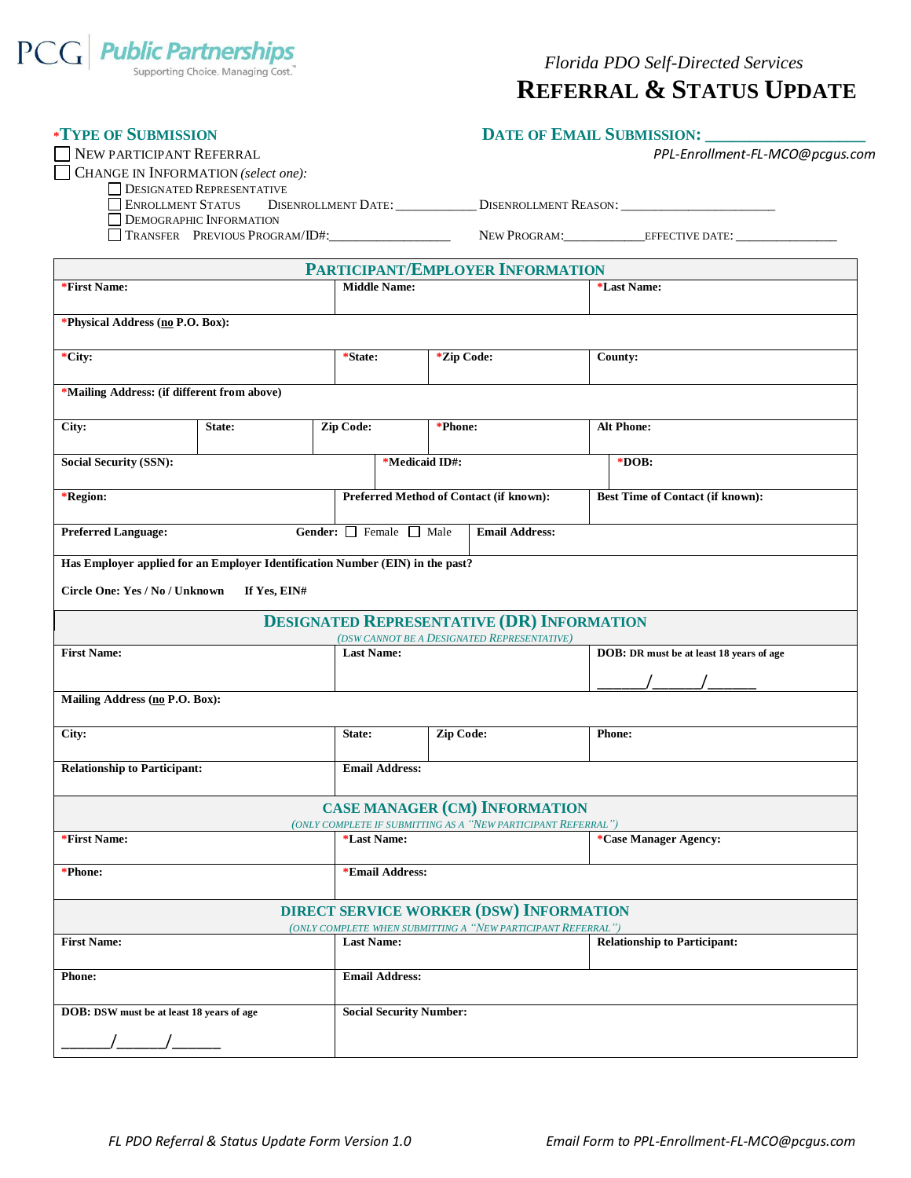PCG Public Partnerships
Supporting Choice. Managing Cost.

*Florida PDO Self-Directed Services*

# Referral & Status Update

**\*Type of Submission**

**Date of Email Submission: ___________________**

*PPL-Enrollment-FL-MCO@pcgus.com*

☐ New Participant Referral

☐ Change in Information *(select one):*

- ☐ Designated Representative
- ☐ Enrollment Status    Disenrollment Date: ____________ Disenrollment Reason: ________________________
- ☐ Demographic Information
- ☐ Transfer    Previous Program/ID#:__________________    New Program:____________effective date: _______________

## Participant/Employer Information

| | | | | | |
|---|---|---|---|---|---|
| \*First Name: | | Middle Name: | | \*Last Name: | |
| \*Physical Address (no P.O. Box): | | | | | |
| \*City: | | \*State: | \*Zip Code: | County: | |
| \*Mailing Address: (if different from above) | | | | | |
| City: | State: | Zip Code: | \*Phone: | Alt Phone: | |
| Social Security (SSN): | | \*Medicaid ID#: | | \*DOB: | |
| \*Region: | | Preferred Method of Contact (if known): | | Best Time of Contact (if known): | |
| Preferred Language: | Gender: ☐ Female ☐ Male | Email Address: | | | |
| Has Employer applied for an Employer Identification Number (EIN) in the past? Circle One: Yes / No / Unknown    If Yes, EIN# | | | | | |

## Designated Representative (DR) Information

*(DSW cannot be a Designated Representative)*

| | | | |
|---|---|---|---|
| First Name: | Last Name: | | DOB: DR must be at least 18 years of age ______/______/______ |
| Mailing Address (no P.O. Box): | | | |
| City: | State: | Zip Code: | Phone: |
| Relationship to Participant: | Email Address: | | |

## Case Manager (CM) Information

*(Only complete if submitting as a "New Participant Referral")*

| | | |
|---|---|---|
| \*First Name: | \*Last Name: | \*Case Manager Agency: |
| \*Phone: | \*Email Address: | |

## Direct Service Worker (DSW) Information

*(Only complete when submitting a "New Participant Referral")*

| | | |
|---|---|---|
| First Name: | Last Name: | Relationship to Participant: |
| Phone: | Email Address: | |
| DOB: DSW must be at least 18 years of age ______/______/______ | Social Security Number: | |

*FL PDO Referral & Status Update Form Version 1.0*    *Email Form to PPL-Enrollment-FL-MCO@pcgus.com*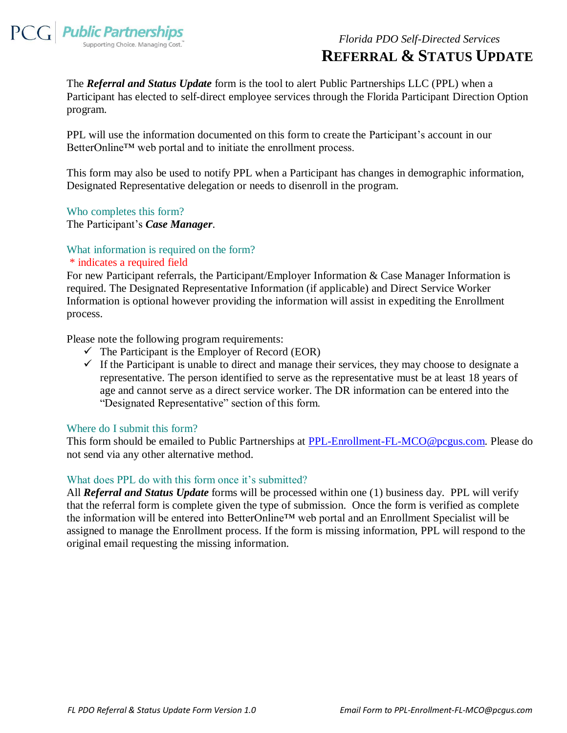# Florida PDO Self-Directed Services

# REFERRAL & STATUS UPDATE

The ***Referral and Status Update*** form is the tool to alert Public Partnerships LLC (PPL) when a Participant has elected to self-direct employee services through the Florida Participant Direction Option program.

PPL will use the information documented on this form to create the Participant's account in our BetterOnline™ web portal and to initiate the enrollment process.

This form may also be used to notify PPL when a Participant has changes in demographic information, Designated Representative delegation or needs to disenroll in the program.

### Who completes this form?

The Participant's ***Case Manager***.

### What information is required on the form?

\* indicates a required field

For new Participant referrals, the Participant/Employer Information & Case Manager Information is required. The Designated Representative Information (if applicable) and Direct Service Worker Information is optional however providing the information will assist in expediting the Enrollment process.

Please note the following program requirements:

- ✓ The Participant is the Employer of Record (EOR)
- ✓ If the Participant is unable to direct and manage their services, they may choose to designate a representative. The person identified to serve as the representative must be at least 18 years of age and cannot serve as a direct service worker. The DR information can be entered into the "Designated Representative" section of this form.

### Where do I submit this form?

This form should be emailed to Public Partnerships at PPL-Enrollment-FL-MCO@pcgus.com. Please do not send via any other alternative method.

### What does PPL do with this form once it's submitted?

All ***Referral and Status Update*** forms will be processed within one (1) business day. PPL will verify that the referral form is complete given the type of submission. Once the form is verified as complete the information will be entered into BetterOnline™ web portal and an Enrollment Specialist will be assigned to manage the Enrollment process. If the form is missing information, PPL will respond to the original email requesting the missing information.